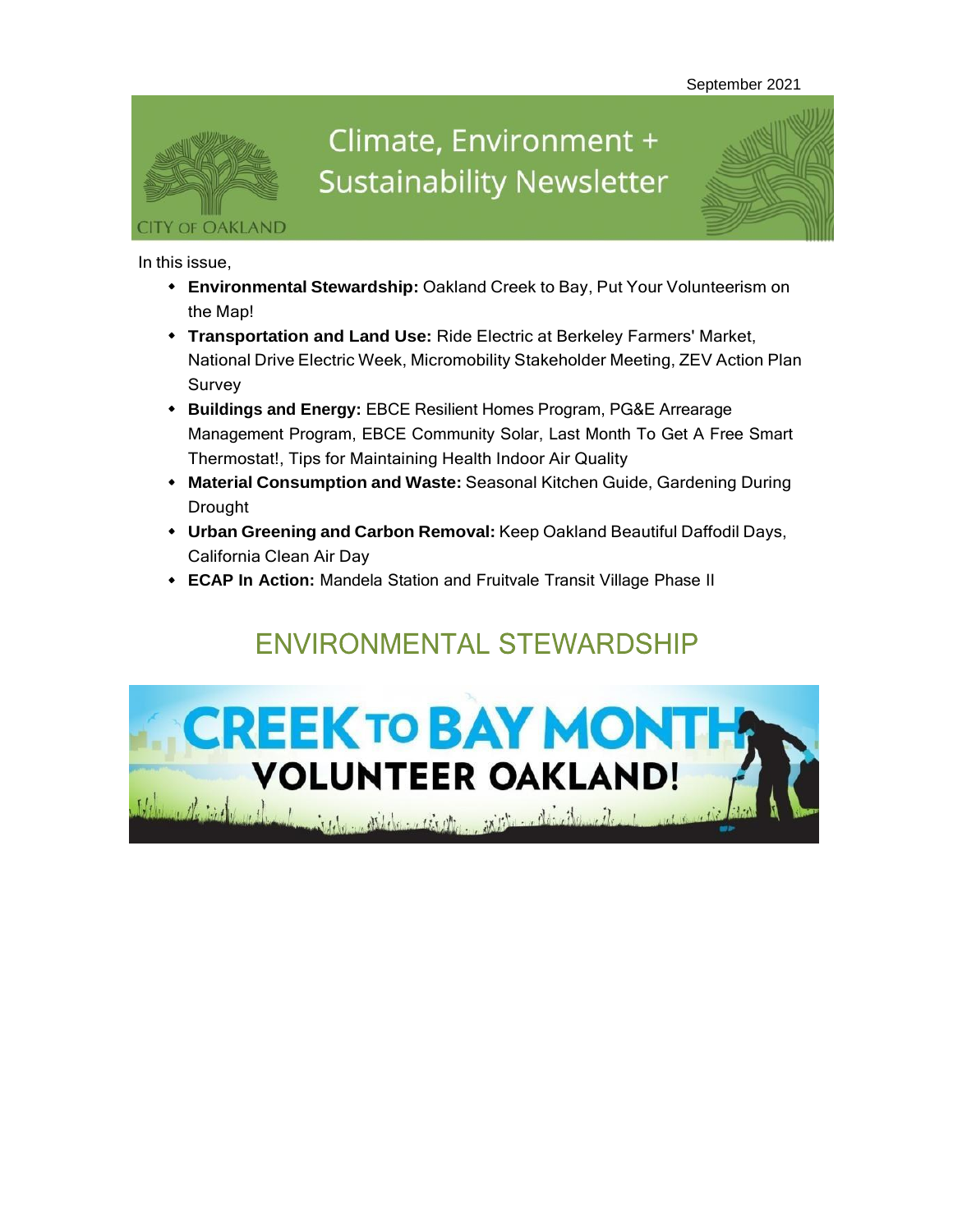September 2021

# Climate, Environment + Sustainability Newsletter

CITY OF OAKLAND

In this issue,

- **Environmental Stewardship:** Oakland Creek to Bay, Put Your Volunteerism on the Map!
- **Transportation and Land Use:** Ride Electric at Berkeley Farmers' Market, National Drive Electric Week, Micromobility Stakeholder Meeting, ZEV Action Plan Survey
- **Buildings and Energy:** EBCE Resilient Homes Program, PG&E Arrearage Management Program, EBCE Community Solar, Last Month To Get A Free Smart Thermostat!, Tips for Maintaining Health Indoor Air Quality
- **Material Consumption and Waste:** Seasonal Kitchen Guide, Gardening During Drought
- **Urban Greening and Carbon Removal:** Keep Oakland Beautiful Daffodil Days, California Clean Air Day
- **ECAP In Action:** Mandela Station and Fruitvale Transit Village Phase II

## ENVIRONMENTAL STEWARDSHIP

CREEK TO BAY MONTH
VOLUNTEER OAKLAND!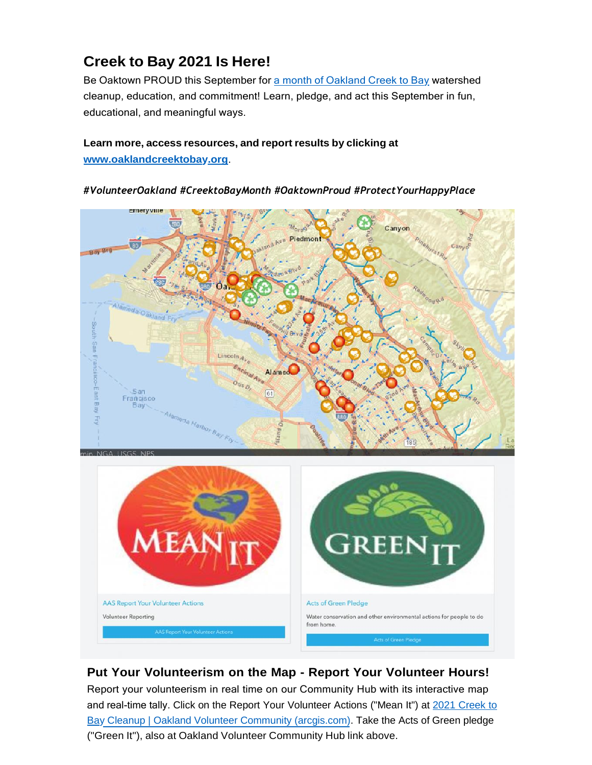## Creek to Bay 2021 Is Here!

Be Oaktown PROUD this September for a month of Oakland Creek to Bay watershed cleanup, education, and commitment! Learn, pledge, and act this September in fun, educational, and meaningful ways.

**Learn more, access resources, and report results by clicking at www.oaklandcreektobay.org.**

***#VolunteerOakland #CreektoBayMonth #OaktownProud #ProtectYourHappyPlace***

AAS Report Your Volunteer Actions

Volunteer Reporting

AAS Report Your Volunteer Actions

Acts of Green Pledge

Water conservation and other environmental actions for people to do from home.

Acts of Green Pledge

## Put Your Volunteerism on the Map - Report Your Volunteer Hours!

Report your volunteerism in real time on our Community Hub with its interactive map and real-time tally. Click on the Report Your Volunteer Actions ("Mean It") at 2021 Creek to Bay Cleanup | Oakland Volunteer Community (arcgis.com). Take the Acts of Green pledge ("Green It"), also at Oakland Volunteer Community Hub link above.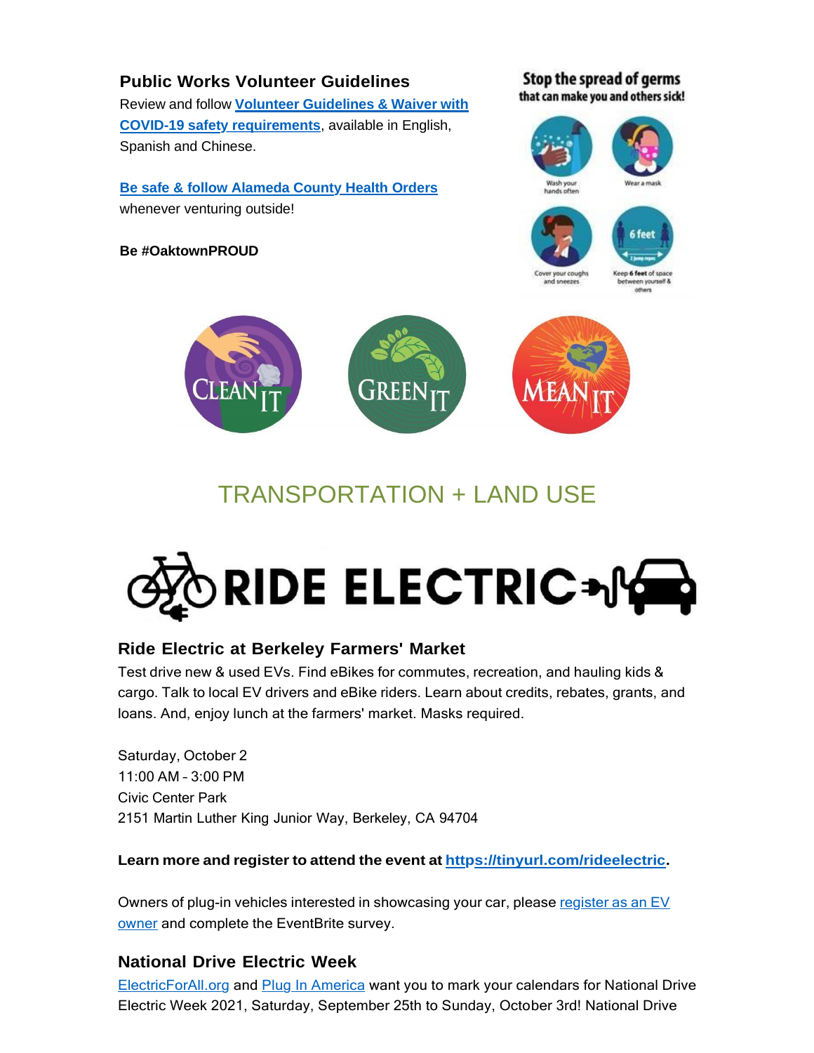### Public Works Volunteer Guidelines

Review and follow **Volunteer Guidelines & Waiver with COVID-19 safety requirements**, available in English, Spanish and Chinese.

**Be safe & follow Alameda County Health Orders** whenever venturing outside!

**Be #OaktownPROUD**

## TRANSPORTATION + LAND USE

### Ride Electric at Berkeley Farmers' Market

Test drive new & used EVs. Find eBikes for commutes, recreation, and hauling kids & cargo. Talk to local EV drivers and eBike riders. Learn about credits, rebates, grants, and loans. And, enjoy lunch at the farmers' market. Masks required.

Saturday, October 2
11:00 AM – 3:00 PM
Civic Center Park
2151 Martin Luther King Junior Way, Berkeley, CA 94704

**Learn more and register to attend the event at https://tinyurl.com/rideelectric.**

Owners of plug-in vehicles interested in showcasing your car, please register as an EV owner and complete the EventBrite survey.

### National Drive Electric Week

ElectricForAll.org and Plug In America want you to mark your calendars for National Drive Electric Week 2021, Saturday, September 25th to Sunday, October 3rd! National Drive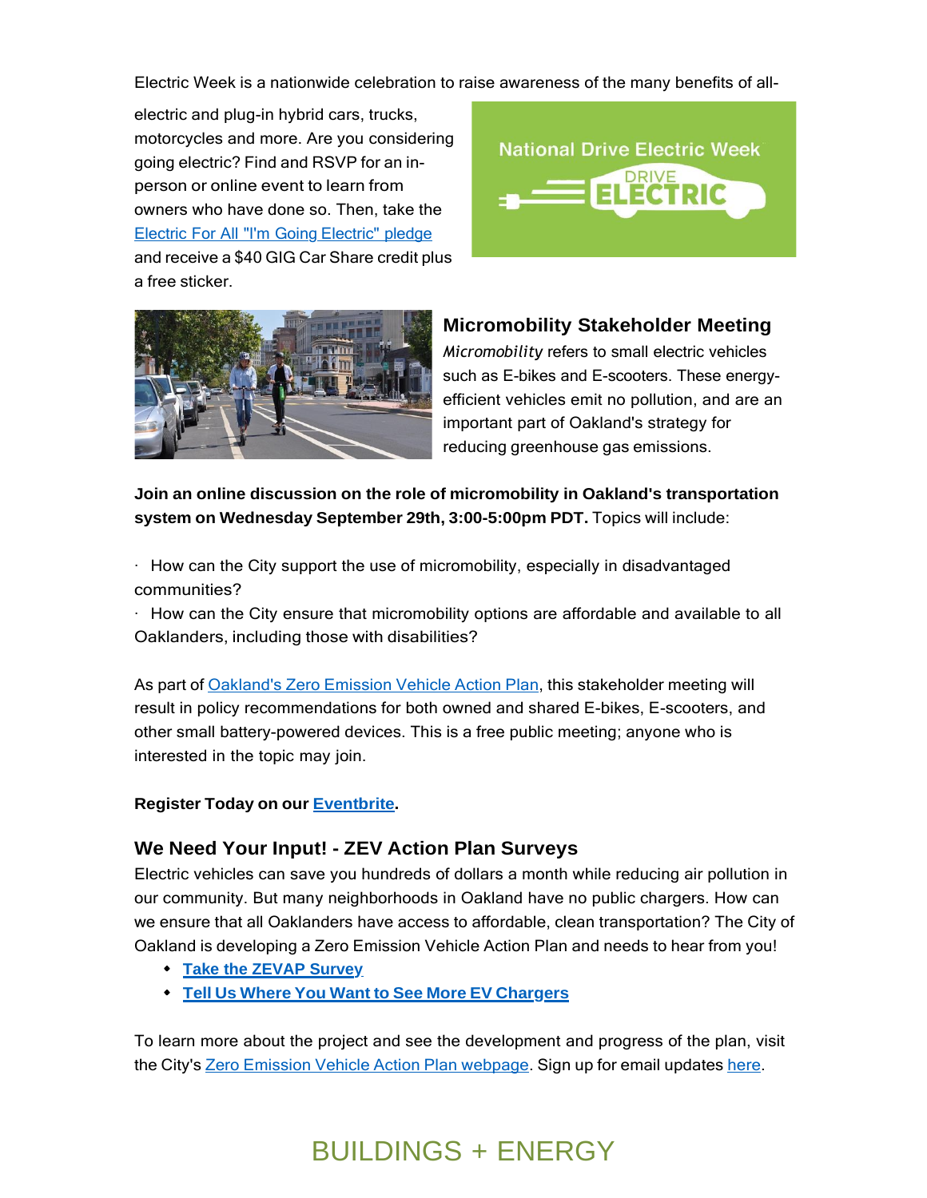Electric Week is a nationwide celebration to raise awareness of the many benefits of all-electric and plug-in hybrid cars, trucks, motorcycles and more. Are you considering going electric? Find and RSVP for an in-person or online event to learn from owners who have done so. Then, take the Electric For All "I'm Going Electric" pledge and receive a $40 GIG Car Share credit plus a free sticker.

## Micromobility Stakeholder Meeting

*Micromobility* refers to small electric vehicles such as E-bikes and E-scooters. These energy-efficient vehicles emit no pollution, and are an important part of Oakland's strategy for reducing greenhouse gas emissions.

**Join an online discussion on the role of micromobility in Oakland's transportation system on Wednesday September 29th, 3:00-5:00pm PDT.** Topics will include:

- How can the City support the use of micromobility, especially in disadvantaged communities?
- How can the City ensure that micromobility options are affordable and available to all Oaklanders, including those with disabilities?

As part of Oakland's Zero Emission Vehicle Action Plan, this stakeholder meeting will result in policy recommendations for both owned and shared E-bikes, E-scooters, and other small battery-powered devices. This is a free public meeting; anyone who is interested in the topic may join.

**Register Today on our Eventbrite.**

## We Need Your Input! - ZEV Action Plan Surveys

Electric vehicles can save you hundreds of dollars a month while reducing air pollution in our community. But many neighborhoods in Oakland have no public chargers. How can we ensure that all Oaklanders have access to affordable, clean transportation? The City of Oakland is developing a Zero Emission Vehicle Action Plan and needs to hear from you!

- **Take the ZEVAP Survey**
- **Tell Us Where You Want to See More EV Chargers**

To learn more about the project and see the development and progress of the plan, visit the City's Zero Emission Vehicle Action Plan webpage. Sign up for email updates here.

# BUILDINGS + ENERGY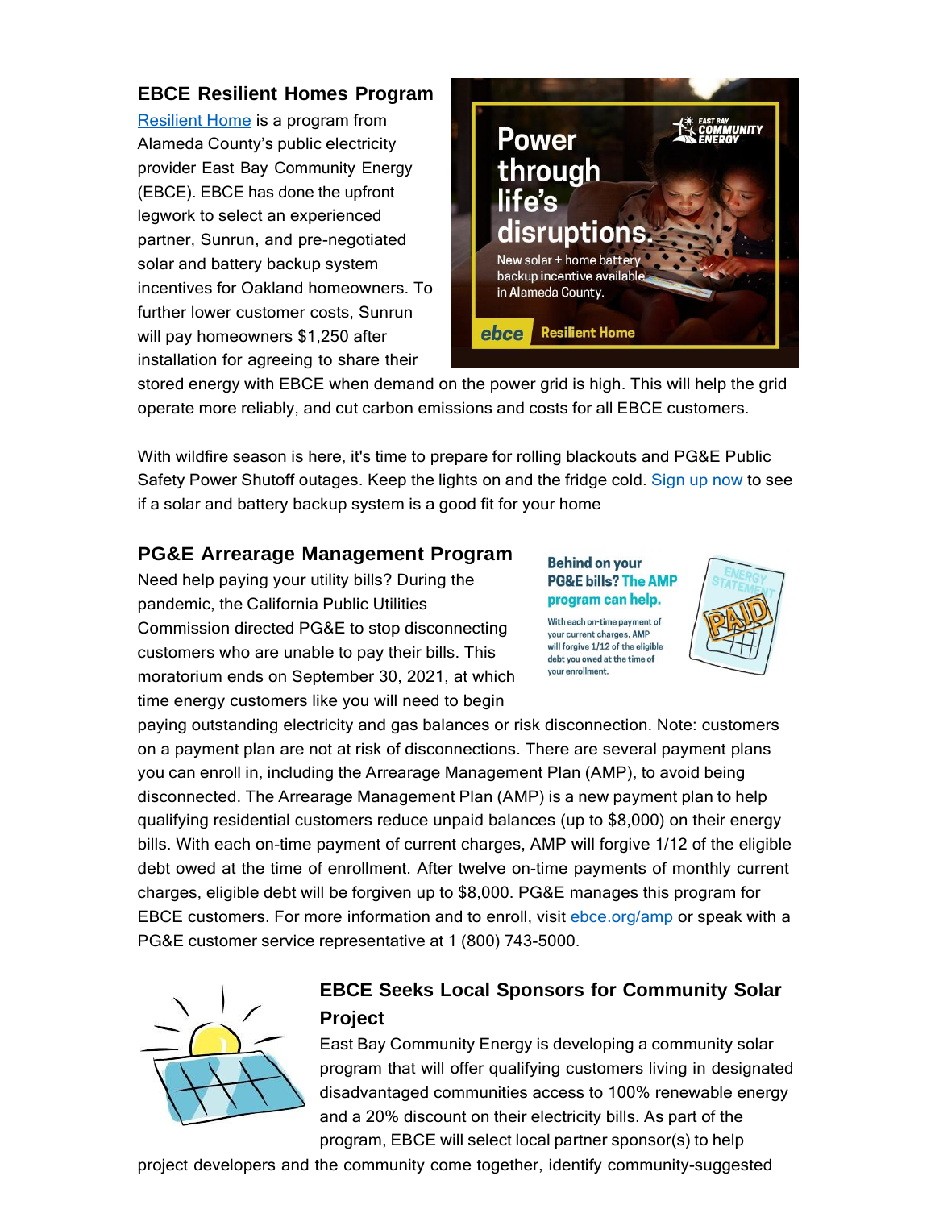### EBCE Resilient Homes Program

Resilient Home is a program from Alameda County's public electricity provider East Bay Community Energy (EBCE). EBCE has done the upfront legwork to select an experienced partner, Sunrun, and pre-negotiated solar and battery backup system incentives for Oakland homeowners. To further lower customer costs, Sunrun will pay homeowners $1,250 after installation for agreeing to share their stored energy with EBCE when demand on the power grid is high. This will help the grid operate more reliably, and cut carbon emissions and costs for all EBCE customers.

With wildfire season is here, it's time to prepare for rolling blackouts and PG&E Public Safety Power Shutoff outages. Keep the lights on and the fridge cold. Sign up now to see if a solar and battery backup system is a good fit for your home

### PG&E Arrearage Management Program

Need help paying your utility bills? During the pandemic, the California Public Utilities Commission directed PG&E to stop disconnecting customers who are unable to pay their bills. This moratorium ends on September 30, 2021, at which time energy customers like you will need to begin paying outstanding electricity and gas balances or risk disconnection. Note: customers on a payment plan are not at risk of disconnections. There are several payment plans you can enroll in, including the Arrearage Management Plan (AMP), to avoid being disconnected. The Arrearage Management Plan (AMP) is a new payment plan to help qualifying residential customers reduce unpaid balances (up to $8,000) on their energy bills. With each on-time payment of current charges, AMP will forgive 1/12 of the eligible debt owed at the time of enrollment. After twelve on-time payments of monthly current charges, eligible debt will be forgiven up to $8,000. PG&E manages this program for EBCE customers. For more information and to enroll, visit ebce.org/amp or speak with a PG&E customer service representative at 1 (800) 743-5000.

### EBCE Seeks Local Sponsors for Community Solar Project

East Bay Community Energy is developing a community solar program that will offer qualifying customers living in designated disadvantaged communities access to 100% renewable energy and a 20% discount on their electricity bills. As part of the program, EBCE will select local partner sponsor(s) to help project developers and the community come together, identify community-suggested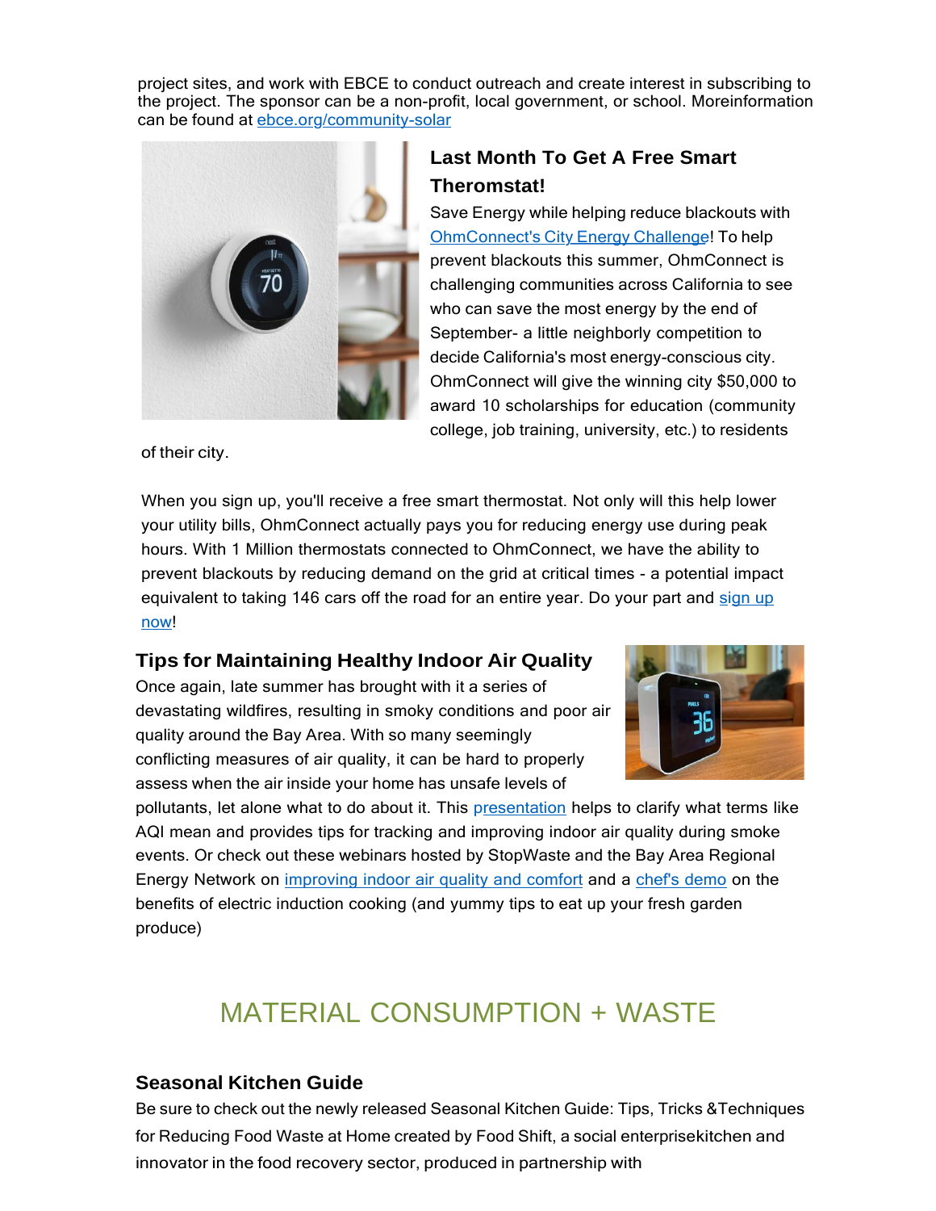project sites, and work with EBCE to conduct outreach and create interest in subscribing to the project. The sponsor can be a non-profit, local government, or school. Moreinformation can be found at [ebce.org/community-solar](ebce.org/community-solar)

### Last Month To Get A Free Smart Theromstat!

Save Energy while helping reduce blackouts with [OhmConnect's City Energy Challenge](#)! To help prevent blackouts this summer, OhmConnect is challenging communities across California to see who can save the most energy by the end of September- a little neighborly competition to decide California's most energy-conscious city. OhmConnect will give the winning city $50,000 to award 10 scholarships for education (community college, job training, university, etc.) to residents of their city.

When you sign up, you'll receive a free smart thermostat. Not only will this help lower your utility bills, OhmConnect actually pays you for reducing energy use during peak hours. With 1 Million thermostats connected to OhmConnect, we have the ability to prevent blackouts by reducing demand on the grid at critical times - a potential impact equivalent to taking 146 cars off the road for an entire year. Do your part and [sign up now](#)!

### Tips for Maintaining Healthy Indoor Air Quality

Once again, late summer has brought with it a series of devastating wildfires, resulting in smoky conditions and poor air quality around the Bay Area. With so many seemingly conflicting measures of air quality, it can be hard to properly assess when the air inside your home has unsafe levels of pollutants, let alone what to do about it. This [presentation](#) helps to clarify what terms like AQI mean and provides tips for tracking and improving indoor air quality during smoke events. Or check out these webinars hosted by StopWaste and the Bay Area Regional Energy Network on [improving indoor air quality and comfort](#) and a [chef's demo](#) on the benefits of electric induction cooking (and yummy tips to eat up your fresh garden produce)

## MATERIAL CONSUMPTION + WASTE

### Seasonal Kitchen Guide

Be sure to check out the newly released Seasonal Kitchen Guide: Tips, Tricks &Techniques for Reducing Food Waste at Home created by Food Shift, a social enterprisekitchen and innovator in the food recovery sector, produced in partnership with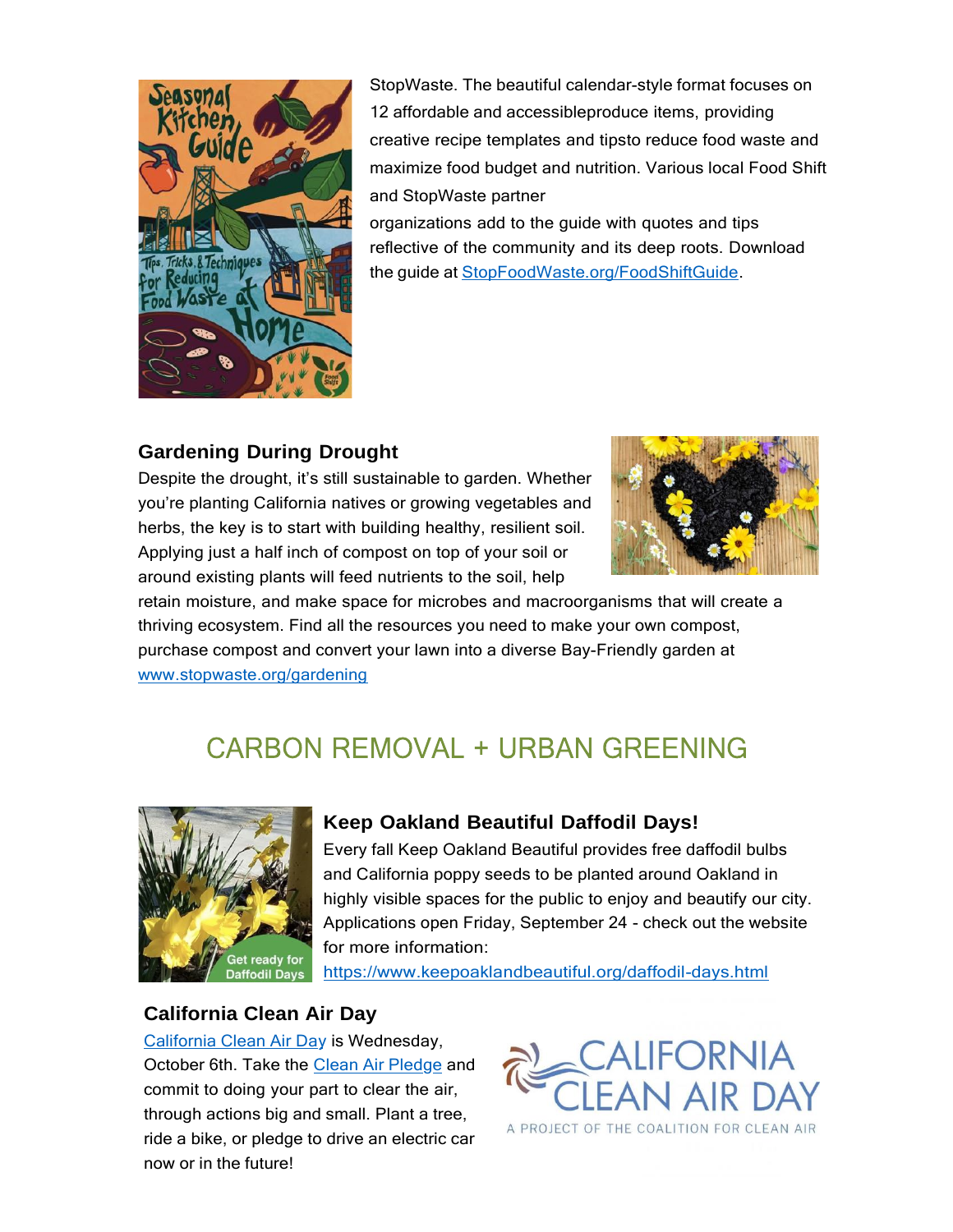StopWaste. The beautiful calendar-style format focuses on 12 affordable and accessibleproduce items, providing creative recipe templates and tipsto reduce food waste and maximize food budget and nutrition. Various local Food Shift and StopWaste partner organizations add to the guide with quotes and tips reflective of the community and its deep roots. Download the guide at [StopFoodWaste.org/FoodShiftGuide](StopFoodWaste.org/FoodShiftGuide).

### Gardening During Drought

Despite the drought, it's still sustainable to garden. Whether you're planting California natives or growing vegetables and herbs, the key is to start with building healthy, resilient soil. Applying just a half inch of compost on top of your soil or around existing plants will feed nutrients to the soil, help retain moisture, and make space for microbes and macroorganisms that will create a thriving ecosystem. Find all the resources you need to make your own compost, purchase compost and convert your lawn into a diverse Bay-Friendly garden at [www.stopwaste.org/gardening](www.stopwaste.org/gardening)

## CARBON REMOVAL + URBAN GREENING

### Keep Oakland Beautiful Daffodil Days!

Every fall Keep Oakland Beautiful provides free daffodil bulbs and California poppy seeds to be planted around Oakland in highly visible spaces for the public to enjoy and beautify our city. Applications open Friday, September 24 - check out the website for more information: [https://www.keepoaklandbeautiful.org/daffodil-days.html](https://www.keepoaklandbeautiful.org/daffodil-days.html)

### California Clean Air Day

California Clean Air Day is Wednesday, October 6th. Take the Clean Air Pledge and commit to doing your part to clear the air, through actions big and small. Plant a tree, ride a bike, or pledge to drive an electric car now or in the future!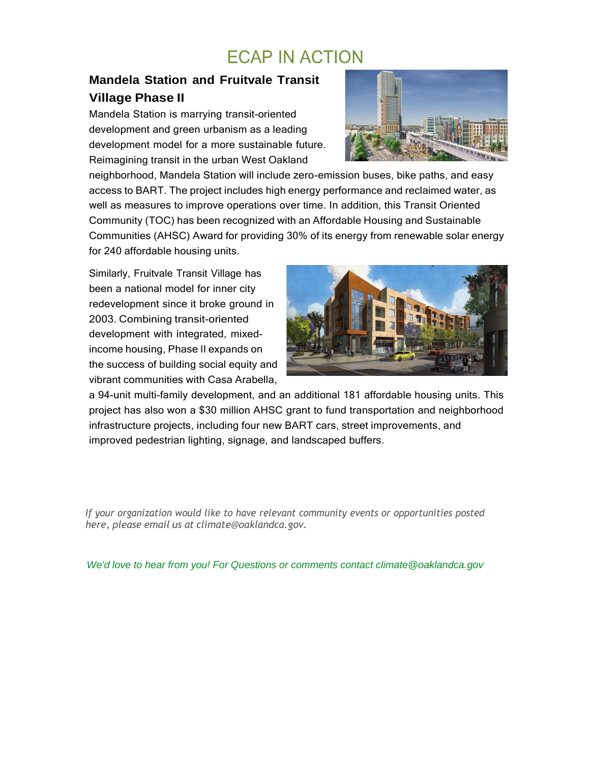# ECAP IN ACTION

**Mandela Station and Fruitvale Transit Village Phase II**

Mandela Station is marrying transit-oriented development and green urbanism as a leading development model for a more sustainable future. Reimagining transit in the urban West Oakland neighborhood, Mandela Station will include zero-emission buses, bike paths, and easy access to BART. The project includes high energy performance and reclaimed water, as well as measures to improve operations over time. In addition, this Transit Oriented Community (TOC) has been recognized with an Affordable Housing and Sustainable Communities (AHSC) Award for providing 30% of its energy from renewable solar energy for 240 affordable housing units.

Similarly, Fruitvale Transit Village has been a national model for inner city redevelopment since it broke ground in 2003. Combining transit-oriented development with integrated, mixed-income housing, Phase II expands on the success of building social equity and vibrant communities with Casa Arabella, a 94-unit multi-family development, and an additional 181 affordable housing units. This project has also won a $30 million AHSC grant to fund transportation and neighborhood infrastructure projects, including four new BART cars, street improvements, and improved pedestrian lighting, signage, and landscaped buffers.

*If your organization would like to have relevant community events or opportunities posted here, please email us at climate@oaklandca.gov.*

*We'd love to hear from you! For Questions or comments contact climate@oaklandca.gov*